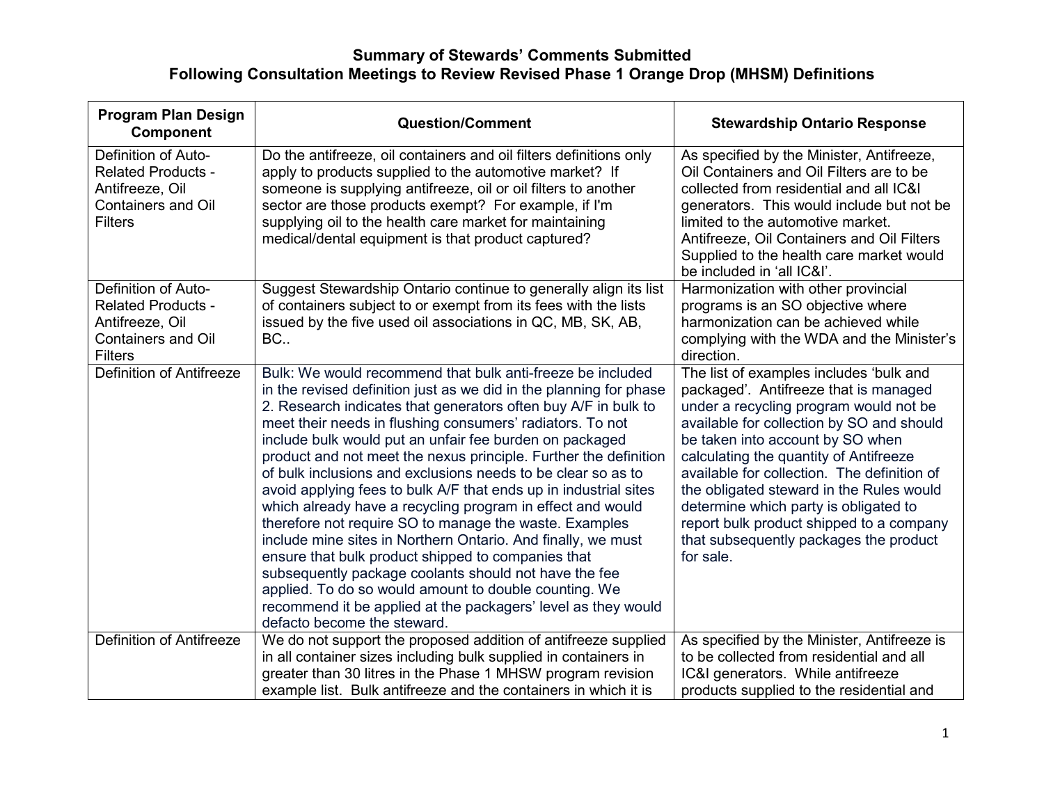# Summary of Stewards' Comments Submitted
## Following Consultation Meetings to Review Revised Phase 1 Orange Drop (MHSM) Definitions

| Program Plan Design Component | Question/Comment | Stewardship Ontario Response |
|---|---|---|
| Definition of Auto-Related Products - Antifreeze, Oil Containers and Oil Filters | Do the antifreeze, oil containers and oil filters definitions only apply to products supplied to the automotive market? If someone is supplying antifreeze, oil or oil filters to another sector are those products exempt? For example, if I'm supplying oil to the health care market for maintaining medical/dental equipment is that product captured? | As specified by the Minister, Antifreeze, Oil Containers and Oil Filters are to be collected from residential and all IC&I generators. This would include but not be limited to the automotive market. Antifreeze, Oil Containers and Oil Filters Supplied to the health care market would be included in 'all IC&I'. |
| Definition of Auto-Related Products - Antifreeze, Oil Containers and Oil Filters | Suggest Stewardship Ontario continue to generally align its list of containers subject to or exempt from its fees with the lists issued by the five used oil associations in QC, MB, SK, AB, BC.. | Harmonization with other provincial programs is an SO objective where harmonization can be achieved while complying with the WDA and the Minister's direction. |
| Definition of Antifreeze | Bulk: We would recommend that bulk anti-freeze be included in the revised definition just as we did in the planning for phase 2. Research indicates that generators often buy A/F in bulk to meet their needs in flushing consumers' radiators. To not include bulk would put an unfair fee burden on packaged product and not meet the nexus principle. Further the definition of bulk inclusions and exclusions needs to be clear so as to avoid applying fees to bulk A/F that ends up in industrial sites which already have a recycling program in effect and would therefore not require SO to manage the waste. Examples include mine sites in Northern Ontario. And finally, we must ensure that bulk product shipped to companies that subsequently package coolants should not have the fee applied. To do so would amount to double counting. We recommend it be applied at the packagers' level as they would defacto become the steward. | The list of examples includes 'bulk and packaged'. Antifreeze that is managed under a recycling program would not be available for collection by SO and should be taken into account by SO when calculating the quantity of Antifreeze available for collection. The definition of the obligated steward in the Rules would determine which party is obligated to report bulk product shipped to a company that subsequently packages the product for sale. |
| Definition of Antifreeze | We do not support the proposed addition of antifreeze supplied in all container sizes including bulk supplied in containers in greater than 30 litres in the Phase 1 MHSW program revision example list. Bulk antifreeze and the containers in which it is | As specified by the Minister, Antifreeze is to be collected from residential and all IC&I generators. While antifreeze products supplied to the residential and |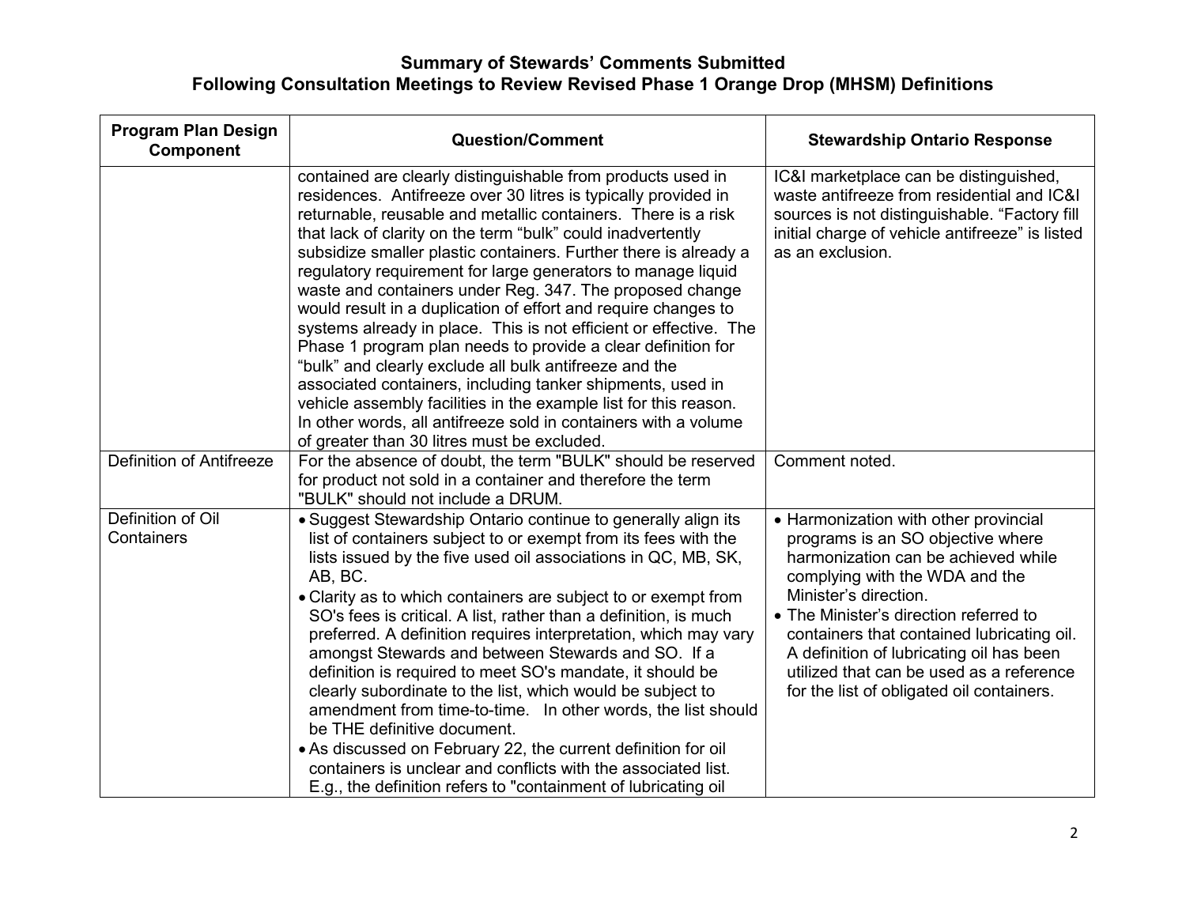# Summary of Stewards' Comments Submitted Following Consultation Meetings to Review Revised Phase 1 Orange Drop (MHSM) Definitions

| Program Plan Design Component | Question/Comment | Stewardship Ontario Response |
|---|---|---|
| | contained are clearly distinguishable from products used in residences. Antifreeze over 30 litres is typically provided in returnable, reusable and metallic containers. There is a risk that lack of clarity on the term "bulk" could inadvertently subsidize smaller plastic containers. Further there is already a regulatory requirement for large generators to manage liquid waste and containers under Reg. 347. The proposed change would result in a duplication of effort and require changes to systems already in place. This is not efficient or effective. The Phase 1 program plan needs to provide a clear definition for "bulk" and clearly exclude all bulk antifreeze and the associated containers, including tanker shipments, used in vehicle assembly facilities in the example list for this reason. In other words, all antifreeze sold in containers with a volume of greater than 30 litres must be excluded. | IC&I marketplace can be distinguished, waste antifreeze from residential and IC&I sources is not distinguishable. "Factory fill initial charge of vehicle antifreeze" is listed as an exclusion. |
| Definition of Antifreeze | For the absence of doubt, the term "BULK" should be reserved for product not sold in a container and therefore the term "BULK" should not include a DRUM. | Comment noted. |
| Definition of Oil Containers | • Suggest Stewardship Ontario continue to generally align its list of containers subject to or exempt from its fees with the lists issued by the five used oil associations in QC, MB, SK, AB, BC.<br>• Clarity as to which containers are subject to or exempt from SO's fees is critical. A list, rather than a definition, is much preferred. A definition requires interpretation, which may vary amongst Stewards and between Stewards and SO. If a definition is required to meet SO's mandate, it should be clearly subordinate to the list, which would be subject to amendment from time-to-time. In other words, the list should be THE definitive document.<br>• As discussed on February 22, the current definition for oil containers is unclear and conflicts with the associated list. E.g., the definition refers to "containment of lubricating oil | • Harmonization with other provincial programs is an SO objective where harmonization can be achieved while complying with the WDA and the Minister's direction.<br>• The Minister's direction referred to containers that contained lubricating oil. A definition of lubricating oil has been utilized that can be used as a reference for the list of obligated oil containers. |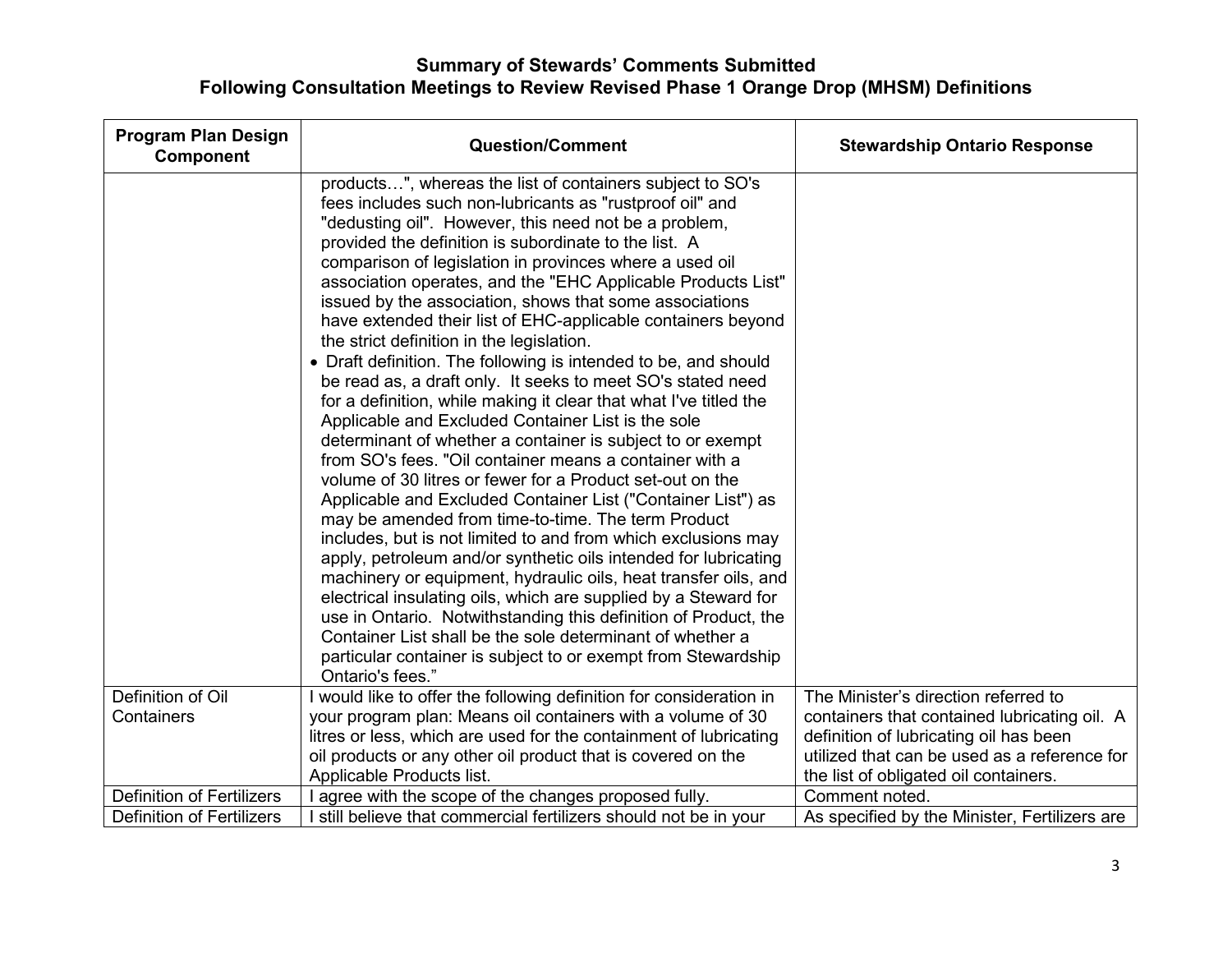# Summary of Stewards' Comments Submitted
## Following Consultation Meetings to Review Revised Phase 1 Orange Drop (MHSM) Definitions

| Program Plan Design Component | Question/Comment | Stewardship Ontario Response |
|---|---|---|
| | products…", whereas the list of containers subject to SO's fees includes such non-lubricants as "rustproof oil" and "dedusting oil". However, this need not be a problem, provided the definition is subordinate to the list. A comparison of legislation in provinces where a used oil association operates, and the "EHC Applicable Products List" issued by the association, shows that some associations have extended their list of EHC-applicable containers beyond the strict definition in the legislation.<br>• Draft definition. The following is intended to be, and should be read as, a draft only. It seeks to meet SO's stated need for a definition, while making it clear that what I've titled the Applicable and Excluded Container List is the sole determinant of whether a container is subject to or exempt from SO's fees. "Oil container means a container with a volume of 30 litres or fewer for a Product set-out on the Applicable and Excluded Container List ("Container List") as may be amended from time-to-time. The term Product includes, but is not limited to and from which exclusions may apply, petroleum and/or synthetic oils intended for lubricating machinery or equipment, hydraulic oils, heat transfer oils, and electrical insulating oils, which are supplied by a Steward for use in Ontario. Notwithstanding this definition of Product, the Container List shall be the sole determinant of whether a particular container is subject to or exempt from Stewardship Ontario's fees." | |
| Definition of Oil Containers | I would like to offer the following definition for consideration in your program plan: Means oil containers with a volume of 30 litres or less, which are used for the containment of lubricating oil products or any other oil product that is covered on the Applicable Products list. | The Minister's direction referred to containers that contained lubricating oil. A definition of lubricating oil has been utilized that can be used as a reference for the list of obligated oil containers. |
| Definition of Fertilizers | I agree with the scope of the changes proposed fully. | Comment noted. |
| Definition of Fertilizers | I still believe that commercial fertilizers should not be in your | As specified by the Minister, Fertilizers are |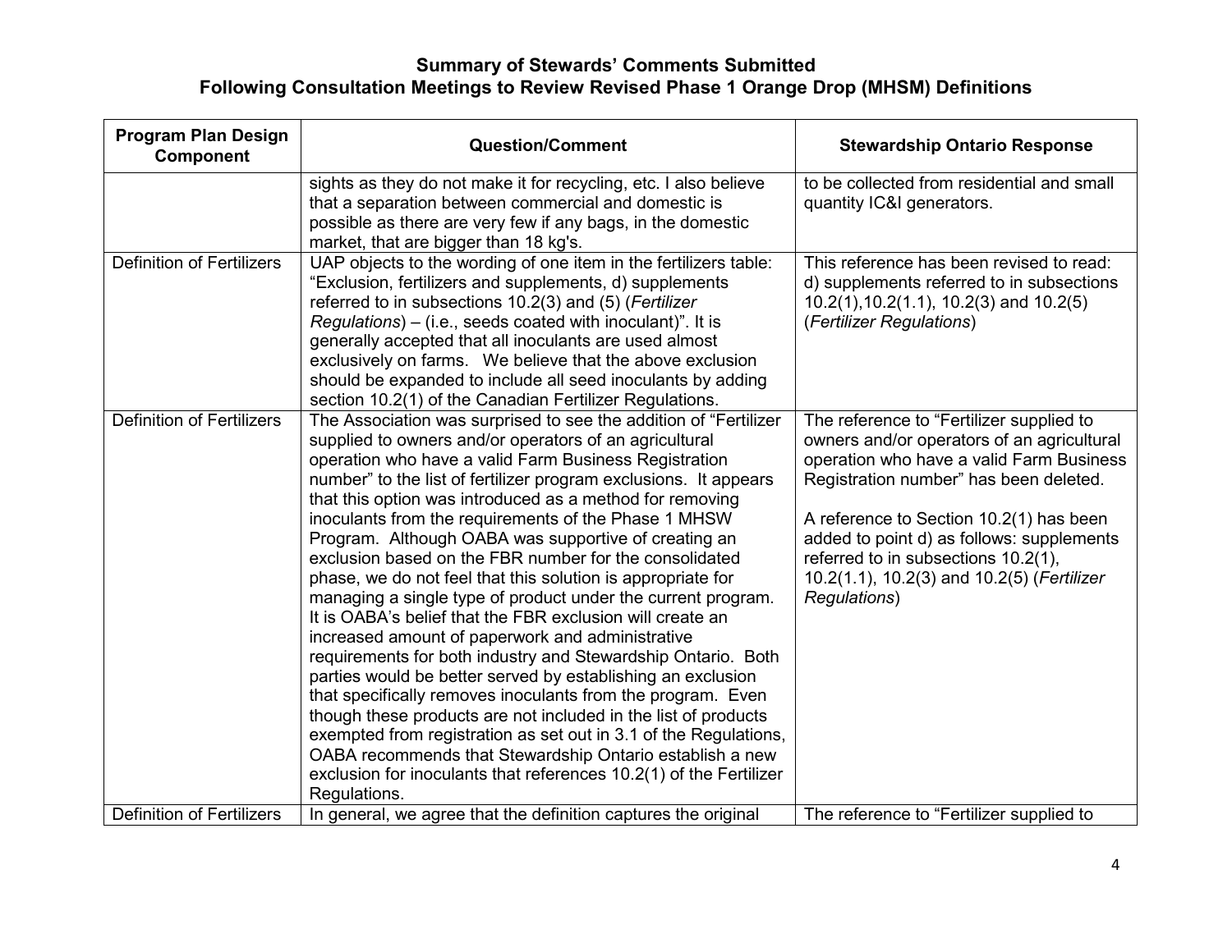## Summary of Stewards' Comments Submitted
## Following Consultation Meetings to Review Revised Phase 1 Orange Drop (MHSM) Definitions

| Program Plan Design Component | Question/Comment | Stewardship Ontario Response |
|---|---|---|
| | sights as they do not make it for recycling, etc. I also believe that a separation between commercial and domestic is possible as there are very few if any bags, in the domestic market, that are bigger than 18 kg's. | to be collected from residential and small quantity IC&I generators. |
| Definition of Fertilizers | UAP objects to the wording of one item in the fertilizers table: "Exclusion, fertilizers and supplements, d) supplements referred to in subsections 10.2(3) and (5) (*Fertilizer Regulations*) – (i.e., seeds coated with inoculant)". It is generally accepted that all inoculants are used almost exclusively on farms. We believe that the above exclusion should be expanded to include all seed inoculants by adding section 10.2(1) of the Canadian Fertilizer Regulations. | This reference has been revised to read: d) supplements referred to in subsections 10.2(1),10.2(1.1), 10.2(3) and 10.2(5) (*Fertilizer Regulations*) |
| Definition of Fertilizers | The Association was surprised to see the addition of "Fertilizer supplied to owners and/or operators of an agricultural operation who have a valid Farm Business Registration number" to the list of fertilizer program exclusions. It appears that this option was introduced as a method for removing inoculants from the requirements of the Phase 1 MHSW Program. Although OABA was supportive of creating an exclusion based on the FBR number for the consolidated phase, we do not feel that this solution is appropriate for managing a single type of product under the current program. It is OABA's belief that the FBR exclusion will create an increased amount of paperwork and administrative requirements for both industry and Stewardship Ontario. Both parties would be better served by establishing an exclusion that specifically removes inoculants from the program. Even though these products are not included in the list of products exempted from registration as set out in 3.1 of the Regulations, OABA recommends that Stewardship Ontario establish a new exclusion for inoculants that references 10.2(1) of the Fertilizer Regulations. | The reference to "Fertilizer supplied to owners and/or operators of an agricultural operation who have a valid Farm Business Registration number" has been deleted.<br><br>A reference to Section 10.2(1) has been added to point d) as follows: supplements referred to in subsections 10.2(1), 10.2(1.1), 10.2(3) and 10.2(5) (*Fertilizer Regulations*) |
| Definition of Fertilizers | In general, we agree that the definition captures the original | The reference to "Fertilizer supplied to |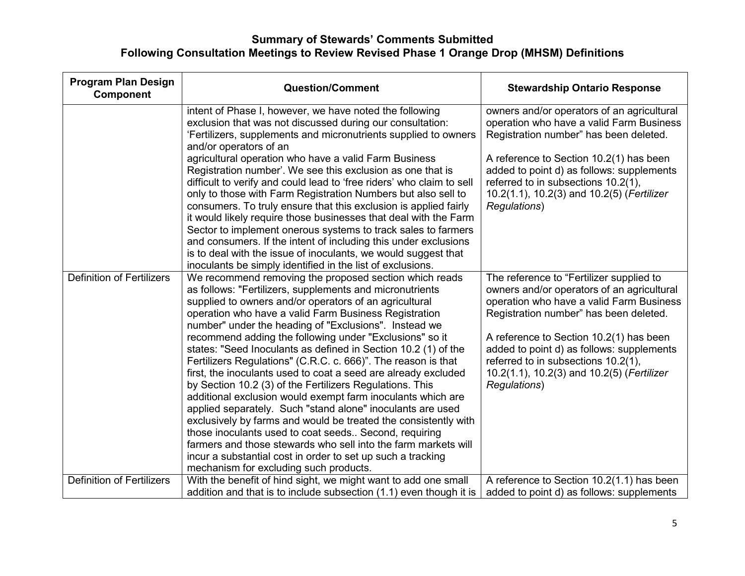## Summary of Stewards' Comments Submitted Following Consultation Meetings to Review Revised Phase 1 Orange Drop (MHSM) Definitions

| Program Plan Design Component | Question/Comment | Stewardship Ontario Response |
|---|---|---|
| | intent of Phase I, however, we have noted the following exclusion that was not discussed during our consultation: 'Fertilizers, supplements and micronutrients supplied to owners and/or operators of an agricultural operation who have a valid Farm Business Registration number'. We see this exclusion as one that is difficult to verify and could lead to 'free riders' who claim to sell only to those with Farm Registration Numbers but also sell to consumers. To truly ensure that this exclusion is applied fairly it would likely require those businesses that deal with the Farm Sector to implement onerous systems to track sales to farmers and consumers. If the intent of including this under exclusions is to deal with the issue of inoculants, we would suggest that inoculants be simply identified in the list of exclusions. | owners and/or operators of an agricultural operation who have a valid Farm Business Registration number" has been deleted.<br><br>A reference to Section 10.2(1) has been added to point d) as follows: supplements referred to in subsections 10.2(1), 10.2(1.1), 10.2(3) and 10.2(5) (*Fertilizer Regulations*) |
| Definition of Fertilizers | We recommend removing the proposed section which reads as follows: "Fertilizers, supplements and micronutrients supplied to owners and/or operators of an agricultural operation who have a valid Farm Business Registration number" under the heading of "Exclusions". Instead we recommend adding the following under "Exclusions" so it states: "Seed Inoculants as defined in Section 10.2 (1) of the Fertilizers Regulations" (C.R.C. c. 666)". The reason is that first, the inoculants used to coat a seed are already excluded by Section 10.2 (3) of the Fertilizers Regulations. This additional exclusion would exempt farm inoculants which are applied separately. Such "stand alone" inoculants are used exclusively by farms and would be treated the consistently with those inoculants used to coat seeds.. Second, requiring farmers and those stewards who sell into the farm markets will incur a substantial cost in order to set up such a tracking mechanism for excluding such products. | The reference to "Fertilizer supplied to owners and/or operators of an agricultural operation who have a valid Farm Business Registration number" has been deleted.<br><br>A reference to Section 10.2(1) has been added to point d) as follows: supplements referred to in subsections 10.2(1), 10.2(1.1), 10.2(3) and 10.2(5) (*Fertilizer Regulations*) |
| Definition of Fertilizers | With the benefit of hind sight, we might want to add one small addition and that is to include subsection (1.1) even though it is | A reference to Section 10.2(1.1) has been added to point d) as follows: supplements |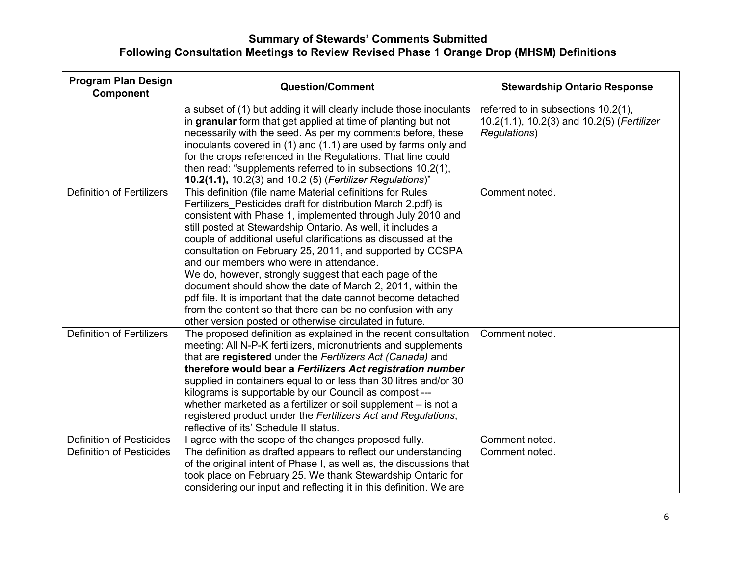## Summary of Stewards' Comments Submitted Following Consultation Meetings to Review Revised Phase 1 Orange Drop (MHSM) Definitions

| Program Plan Design Component | Question/Comment | Stewardship Ontario Response |
|---|---|---|
| | a subset of (1) but adding it will clearly include those inoculants in **granular** form that get applied at time of planting but not necessarily with the seed. As per my comments before, these inoculants covered in (1) and (1.1) are used by farms only and for the crops referenced in the Regulations. That line could then read: "supplements referred to in subsections 10.2(1), **10.2(1.1),** 10.2(3) and 10.2 (5) (*Fertilizer Regulations*)" | referred to in subsections 10.2(1), 10.2(1.1), 10.2(3) and 10.2(5) (*Fertilizer Regulations*) |
| Definition of Fertilizers | This definition (file name Material definitions for Rules Fertilizers_Pesticides draft for distribution March 2.pdf) is consistent with Phase 1, implemented through July 2010 and still posted at Stewardship Ontario. As well, it includes a couple of additional useful clarifications as discussed at the consultation on February 25, 2011, and supported by CCSPA and our members who were in attendance.<br>We do, however, strongly suggest that each page of the document should show the date of March 2, 2011, within the pdf file. It is important that the date cannot become detached from the content so that there can be no confusion with any other version posted or otherwise circulated in future. | Comment noted. |
| Definition of Fertilizers | The proposed definition as explained in the recent consultation meeting: All N-P-K fertilizers, micronutrients and supplements that are **registered** under the *Fertilizers Act (Canada)* and **therefore would bear a *Fertilizers Act* registration number** supplied in containers equal to or less than 30 litres and/or 30 kilograms is supportable by our Council as compost --- whether marketed as a fertilizer or soil supplement – is not a registered product under the *Fertilizers Act and Regulations*, reflective of its' Schedule II status. | Comment noted. |
| Definition of Pesticides | I agree with the scope of the changes proposed fully. | Comment noted. |
| Definition of Pesticides | The definition as drafted appears to reflect our understanding of the original intent of Phase I, as well as, the discussions that took place on February 25. We thank Stewardship Ontario for considering our input and reflecting it in this definition. We are | Comment noted. |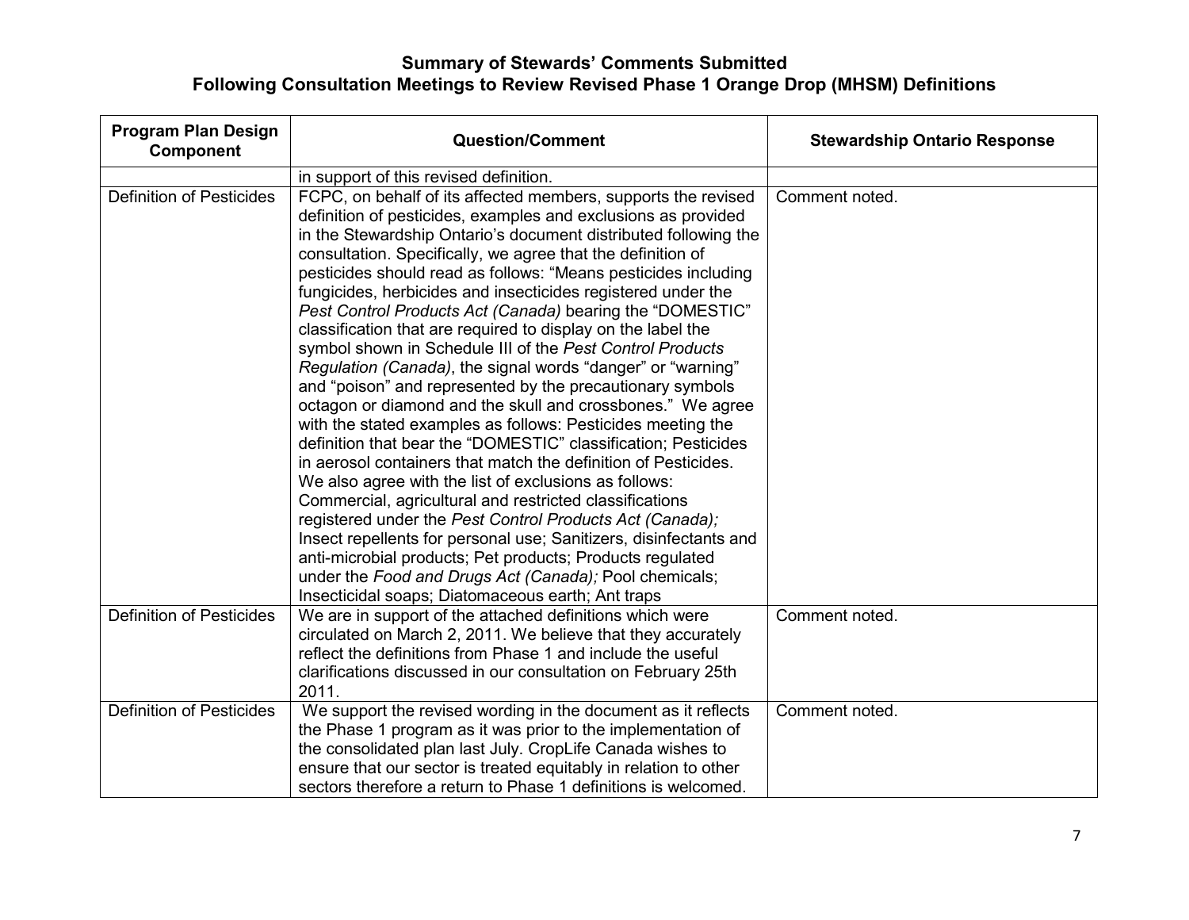## Summary of Stewards' Comments Submitted Following Consultation Meetings to Review Revised Phase 1 Orange Drop (MHSM) Definitions

| Program Plan Design Component | Question/Comment | Stewardship Ontario Response |
|---|---|---|
| | in support of this revised definition. | |
| Definition of Pesticides | FCPC, on behalf of its affected members, supports the revised definition of pesticides, examples and exclusions as provided in the Stewardship Ontario's document distributed following the consultation. Specifically, we agree that the definition of pesticides should read as follows: "Means pesticides including fungicides, herbicides and insecticides registered under the *Pest Control Products Act (Canada)* bearing the "DOMESTIC" classification that are required to display on the label the symbol shown in Schedule III of the *Pest Control Products Regulation (Canada)*, the signal words "danger" or "warning" and "poison" and represented by the precautionary symbols octagon or diamond and the skull and crossbones." We agree with the stated examples as follows: Pesticides meeting the definition that bear the "DOMESTIC" classification; Pesticides in aerosol containers that match the definition of Pesticides. We also agree with the list of exclusions as follows: Commercial, agricultural and restricted classifications registered under the *Pest Control Products Act (Canada);* Insect repellents for personal use; Sanitizers, disinfectants and anti-microbial products; Pet products; Products regulated under the *Food and Drugs Act (Canada);* Pool chemicals; Insecticidal soaps; Diatomaceous earth; Ant traps | Comment noted. |
| Definition of Pesticides | We are in support of the attached definitions which were circulated on March 2, 2011. We believe that they accurately reflect the definitions from Phase 1 and include the useful clarifications discussed in our consultation on February 25th 2011. | Comment noted. |
| Definition of Pesticides | We support the revised wording in the document as it reflects the Phase 1 program as it was prior to the implementation of the consolidated plan last July. CropLife Canada wishes to ensure that our sector is treated equitably in relation to other sectors therefore a return to Phase 1 definitions is welcomed. | Comment noted. |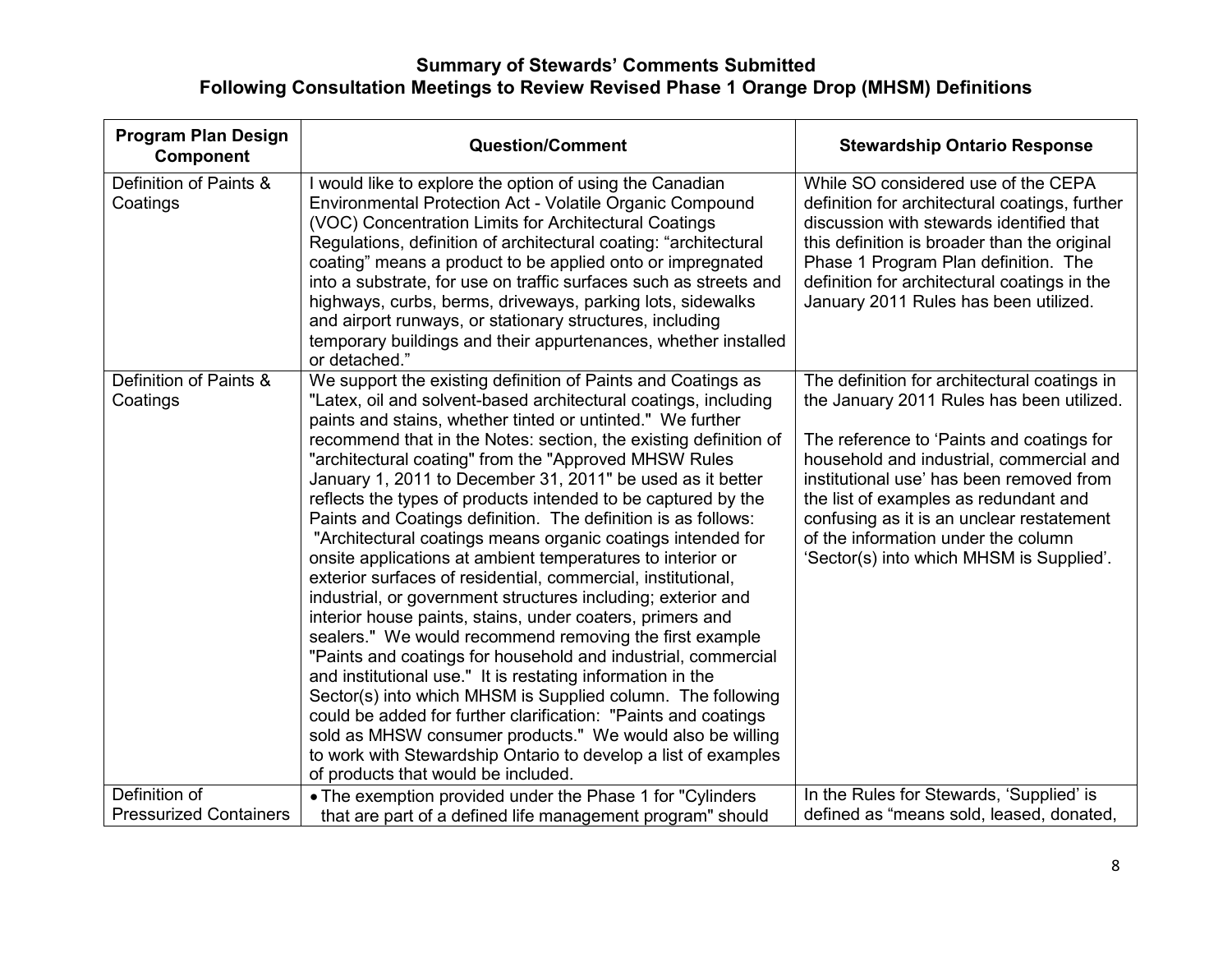## Summary of Stewards' Comments Submitted
## Following Consultation Meetings to Review Revised Phase 1 Orange Drop (MHSM) Definitions

| Program Plan Design Component | Question/Comment | Stewardship Ontario Response |
|---|---|---|
| Definition of Paints & Coatings | I would like to explore the option of using the Canadian Environmental Protection Act - Volatile Organic Compound (VOC) Concentration Limits for Architectural Coatings Regulations, definition of architectural coating: "architectural coating" means a product to be applied onto or impregnated into a substrate, for use on traffic surfaces such as streets and highways, curbs, berms, driveways, parking lots, sidewalks and airport runways, or stationary structures, including temporary buildings and their appurtenances, whether installed or detached." | While SO considered use of the CEPA definition for architectural coatings, further discussion with stewards identified that this definition is broader than the original Phase 1 Program Plan definition. The definition for architectural coatings in the January 2011 Rules has been utilized. |
| Definition of Paints & Coatings | We support the existing definition of Paints and Coatings as "Latex, oil and solvent-based architectural coatings, including paints and stains, whether tinted or untinted." We further recommend that in the Notes: section, the existing definition of "architectural coating" from the "Approved MHSW Rules January 1, 2011 to December 31, 2011" be used as it better reflects the types of products intended to be captured by the Paints and Coatings definition. The definition is as follows: "Architectural coatings means organic coatings intended for onsite applications at ambient temperatures to interior or exterior surfaces of residential, commercial, institutional, industrial, or government structures including; exterior and interior house paints, stains, under coaters, primers and sealers." We would recommend removing the first example "Paints and coatings for household and industrial, commercial and institutional use." It is restating information in the Sector(s) into which MHSM is Supplied column. The following could be added for further clarification: "Paints and coatings sold as MHSW consumer products." We would also be willing to work with Stewardship Ontario to develop a list of examples of products that would be included. | The definition for architectural coatings in the January 2011 Rules has been utilized.<br><br>The reference to 'Paints and coatings for household and industrial, commercial and institutional use' has been removed from the list of examples as redundant and confusing as it is an unclear restatement of the information under the column 'Sector(s) into which MHSM is Supplied'. |
| Definition of Pressurized Containers | • The exemption provided under the Phase 1 for "Cylinders that are part of a defined life management program" should | In the Rules for Stewards, 'Supplied' is defined as "means sold, leased, donated, |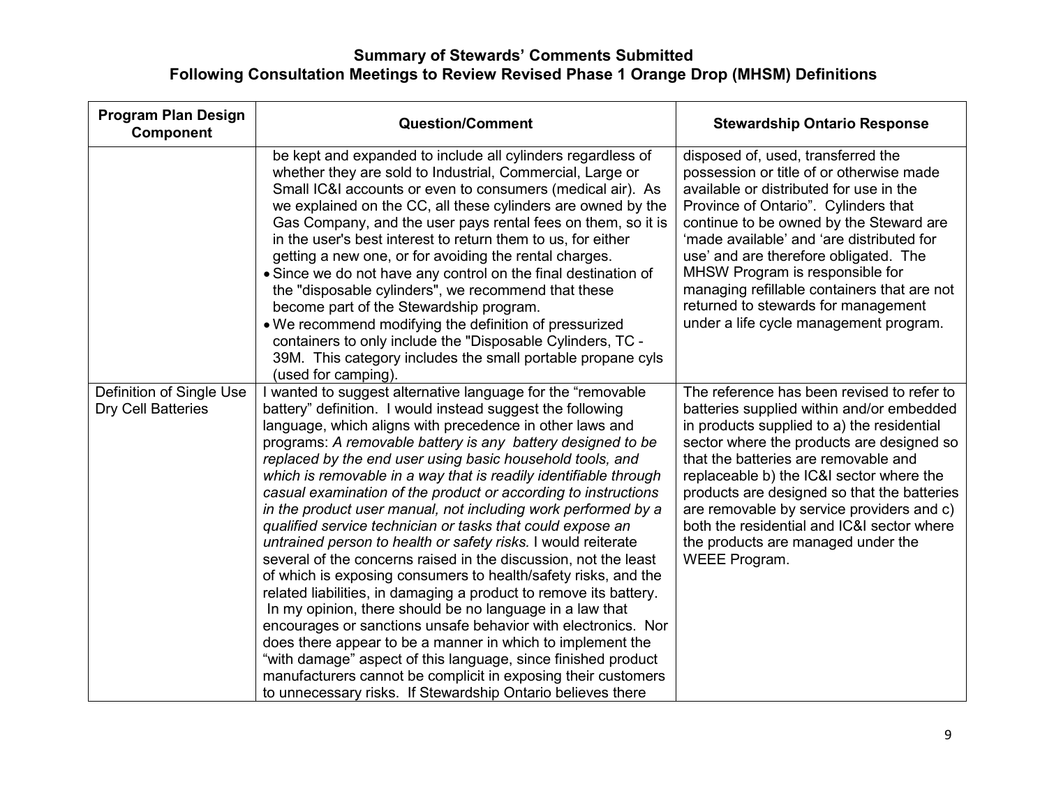**Summary of Stewards' Comments Submitted**
**Following Consultation Meetings to Review Revised Phase 1 Orange Drop (MHSM) Definitions**

| Program Plan Design Component | Question/Comment | Stewardship Ontario Response |
|---|---|---|
| | be kept and expanded to include all cylinders regardless of whether they are sold to Industrial, Commercial, Large or Small IC&I accounts or even to consumers (medical air). As we explained on the CC, all these cylinders are owned by the Gas Company, and the user pays rental fees on them, so it is in the user's best interest to return them to us, for either getting a new one, or for avoiding the rental charges.<br>• Since we do not have any control on the final destination of the "disposable cylinders", we recommend that these become part of the Stewardship program.<br>• We recommend modifying the definition of pressurized containers to only include the "Disposable Cylinders, TC - 39M. This category includes the small portable propane cyls (used for camping). | disposed of, used, transferred the possession or title of or otherwise made available or distributed for use in the Province of Ontario". Cylinders that continue to be owned by the Steward are 'made available' and 'are distributed for use' and are therefore obligated. The MHSW Program is responsible for managing refillable containers that are not returned to stewards for management under a life cycle management program. |
| Definition of Single Use Dry Cell Batteries | I wanted to suggest alternative language for the "removable battery" definition. I would instead suggest the following language, which aligns with precedence in other laws and programs: *A removable battery is any battery designed to be replaced by the end user using basic household tools, and which is removable in a way that is readily identifiable through casual examination of the product or according to instructions in the product user manual, not including work performed by a qualified service technician or tasks that could expose an untrained person to health or safety risks.* I would reiterate several of the concerns raised in the discussion, not the least of which is exposing consumers to health/safety risks, and the related liabilities, in damaging a product to remove its battery. In my opinion, there should be no language in a law that encourages or sanctions unsafe behavior with electronics. Nor does there appear to be a manner in which to implement the "with damage" aspect of this language, since finished product manufacturers cannot be complicit in exposing their customers to unnecessary risks. If Stewardship Ontario believes there | The reference has been revised to refer to batteries supplied within and/or embedded in products supplied to a) the residential sector where the products are designed so that the batteries are removable and replaceable b) the IC&I sector where the products are designed so that the batteries are removable by service providers and c) both the residential and IC&I sector where the products are managed under the WEEE Program. |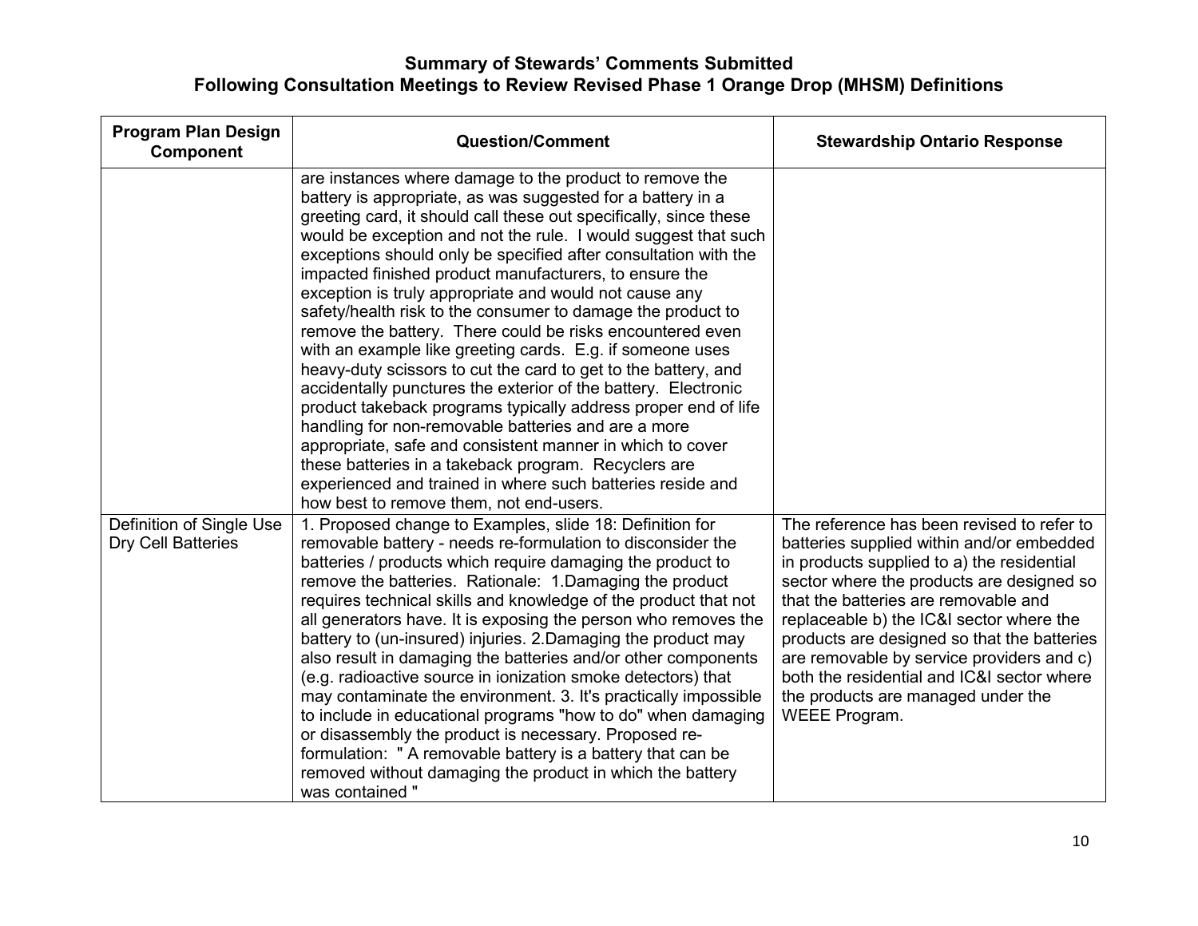## Summary of Stewards' Comments Submitted
## Following Consultation Meetings to Review Revised Phase 1 Orange Drop (MHSM) Definitions

| Program Plan Design Component | Question/Comment | Stewardship Ontario Response |
|---|---|---|
| | are instances where damage to the product to remove the battery is appropriate, as was suggested for a battery in a greeting card, it should call these out specifically, since these would be exception and not the rule. I would suggest that such exceptions should only be specified after consultation with the impacted finished product manufacturers, to ensure the exception is truly appropriate and would not cause any safety/health risk to the consumer to damage the product to remove the battery. There could be risks encountered even with an example like greeting cards. E.g. if someone uses heavy-duty scissors to cut the card to get to the battery, and accidentally punctures the exterior of the battery. Electronic product takeback programs typically address proper end of life handling for non-removable batteries and are a more appropriate, safe and consistent manner in which to cover these batteries in a takeback program. Recyclers are experienced and trained in where such batteries reside and how best to remove them, not end-users. | |
| Definition of Single Use Dry Cell Batteries | 1. Proposed change to Examples, slide 18: Definition for removable battery - needs re-formulation to disconsider the batteries / products which require damaging the product to remove the batteries. Rationale: 1.Damaging the product requires technical skills and knowledge of the product that not all generators have. It is exposing the person who removes the battery to (un-insured) injuries. 2.Damaging the product may also result in damaging the batteries and/or other components (e.g. radioactive source in ionization smoke detectors) that may contaminate the environment. 3. It's practically impossible to include in educational programs "how to do" when damaging or disassembly the product is necessary. Proposed re-formulation: " A removable battery is a battery that can be removed without damaging the product in which the battery was contained " | The reference has been revised to refer to batteries supplied within and/or embedded in products supplied to a) the residential sector where the products are designed so that the batteries are removable and replaceable b) the IC&I sector where the products are designed so that the batteries are removable by service providers and c) both the residential and IC&I sector where the products are managed under the WEEE Program. |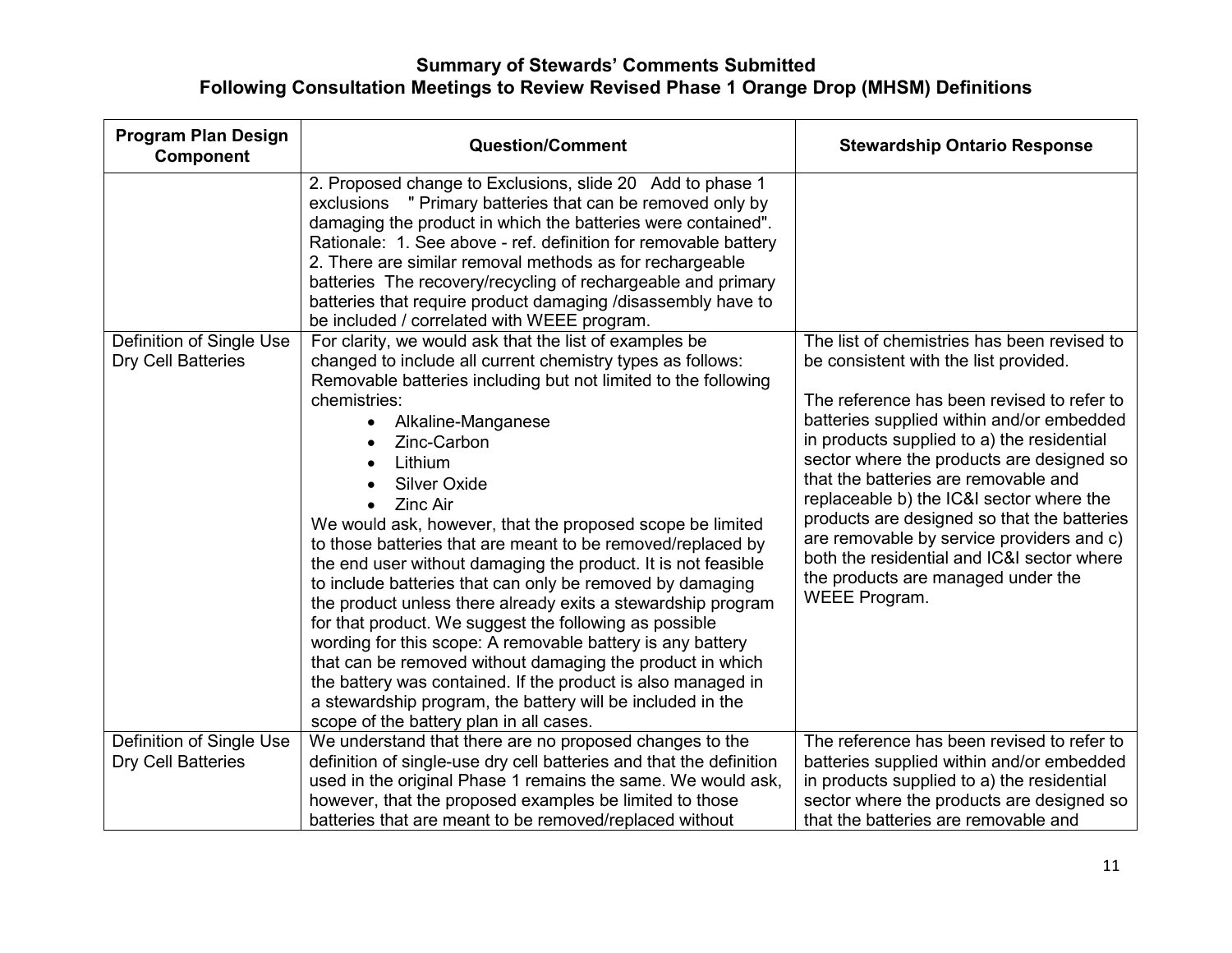## Summary of Stewards' Comments Submitted Following Consultation Meetings to Review Revised Phase 1 Orange Drop (MHSM) Definitions

| Program Plan Design Component | Question/Comment | Stewardship Ontario Response |
|---|---|---|
| | 2. Proposed change to Exclusions, slide 20 Add to phase 1 exclusions " Primary batteries that can be removed only by damaging the product in which the batteries were contained". Rationale: 1. See above - ref. definition for removable battery 2. There are similar removal methods as for rechargeable batteries The recovery/recycling of rechargeable and primary batteries that require product damaging /disassembly have to be included / correlated with WEEE program. | |
| Definition of Single Use Dry Cell Batteries | For clarity, we would ask that the list of examples be changed to include all current chemistry types as follows: Removable batteries including but not limited to the following chemistries:<br>• Alkaline-Manganese<br>• Zinc-Carbon<br>• Lithium<br>• Silver Oxide<br>• Zinc Air<br>We would ask, however, that the proposed scope be limited to those batteries that are meant to be removed/replaced by the end user without damaging the product. It is not feasible to include batteries that can only be removed by damaging the product unless there already exits a stewardship program for that product. We suggest the following as possible wording for this scope: A removable battery is any battery that can be removed without damaging the product in which the battery was contained. If the product is also managed in a stewardship program, the battery will be included in the scope of the battery plan in all cases. | The list of chemistries has been revised to be consistent with the list provided.<br><br>The reference has been revised to refer to batteries supplied within and/or embedded in products supplied to a) the residential sector where the products are designed so that the batteries are removable and replaceable b) the IC&I sector where the products are designed so that the batteries are removable by service providers and c) both the residential and IC&I sector where the products are managed under the WEEE Program. |
| Definition of Single Use Dry Cell Batteries | We understand that there are no proposed changes to the definition of single-use dry cell batteries and that the definition used in the original Phase 1 remains the same. We would ask, however, that the proposed examples be limited to those batteries that are meant to be removed/replaced without | The reference has been revised to refer to batteries supplied within and/or embedded in products supplied to a) the residential sector where the products are designed so that the batteries are removable and |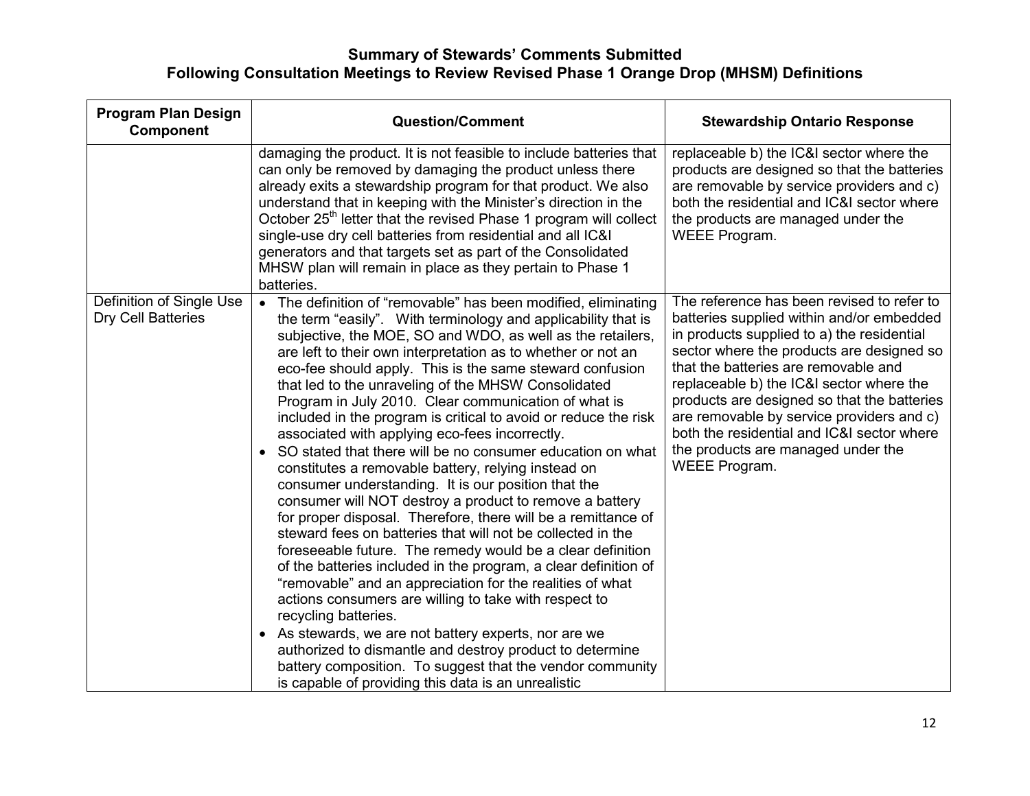## Summary of Stewards' Comments Submitted
## Following Consultation Meetings to Review Revised Phase 1 Orange Drop (MHSM) Definitions

| Program Plan Design Component | Question/Comment | Stewardship Ontario Response |
|---|---|---|
| | damaging the product. It is not feasible to include batteries that can only be removed by damaging the product unless there already exits a stewardship program for that product. We also understand that in keeping with the Minister's direction in the October 25th letter that the revised Phase 1 program will collect single-use dry cell batteries from residential and all IC&I generators and that targets set as part of the Consolidated MHSW plan will remain in place as they pertain to Phase 1 batteries. | replaceable b) the IC&I sector where the products are designed so that the batteries are removable by service providers and c) both the residential and IC&I sector where the products are managed under the WEEE Program. |
| Definition of Single Use Dry Cell Batteries | • The definition of "removable" has been modified, eliminating the term "easily". With terminology and applicability that is subjective, the MOE, SO and WDO, as well as the retailers, are left to their own interpretation as to whether or not an eco-fee should apply. This is the same steward confusion that led to the unraveling of the MHSW Consolidated Program in July 2010. Clear communication of what is included in the program is critical to avoid or reduce the risk associated with applying eco-fees incorrectly.<br>• SO stated that there will be no consumer education on what constitutes a removable battery, relying instead on consumer understanding. It is our position that the consumer will NOT destroy a product to remove a battery for proper disposal. Therefore, there will be a remittance of steward fees on batteries that will not be collected in the foreseeable future. The remedy would be a clear definition of the batteries included in the program, a clear definition of "removable" and an appreciation for the realities of what actions consumers are willing to take with respect to recycling batteries.<br>• As stewards, we are not battery experts, nor are we authorized to dismantle and destroy product to determine battery composition. To suggest that the vendor community is capable of providing this data is an unrealistic | The reference has been revised to refer to batteries supplied within and/or embedded in products supplied to a) the residential sector where the products are designed so that the batteries are removable and replaceable b) the IC&I sector where the products are designed so that the batteries are removable by service providers and c) both the residential and IC&I sector where the products are managed under the WEEE Program. |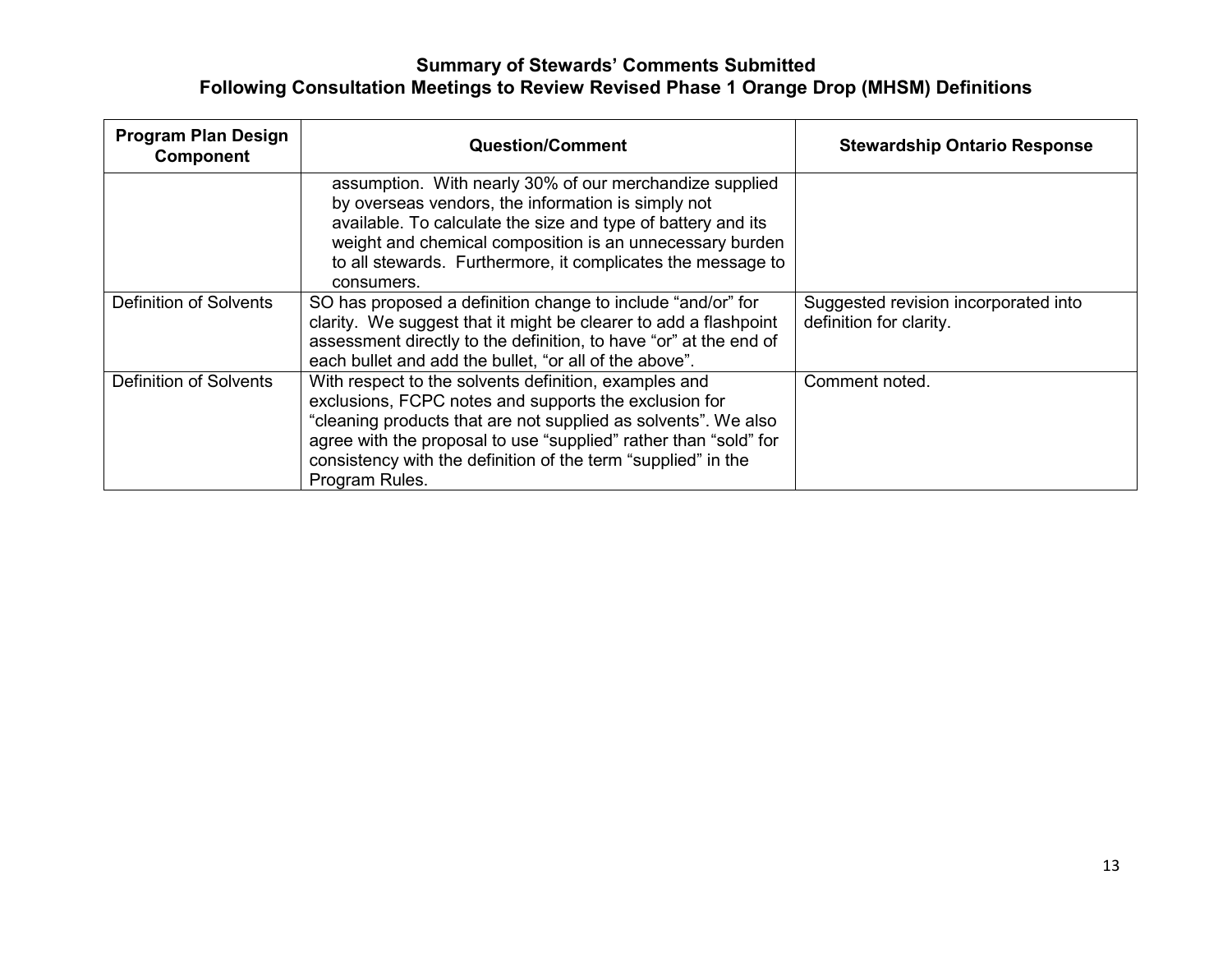## Summary of Stewards' Comments Submitted Following Consultation Meetings to Review Revised Phase 1 Orange Drop (MHSM) Definitions

| Program Plan Design Component | Question/Comment | Stewardship Ontario Response |
|---|---|---|
| | assumption. With nearly 30% of our merchandize supplied by overseas vendors, the information is simply not available. To calculate the size and type of battery and its weight and chemical composition is an unnecessary burden to all stewards. Furthermore, it complicates the message to consumers. | |
| Definition of Solvents | SO has proposed a definition change to include "and/or" for clarity. We suggest that it might be clearer to add a flashpoint assessment directly to the definition, to have "or" at the end of each bullet and add the bullet, "or all of the above". | Suggested revision incorporated into definition for clarity. |
| Definition of Solvents | With respect to the solvents definition, examples and exclusions, FCPC notes and supports the exclusion for "cleaning products that are not supplied as solvents". We also agree with the proposal to use "supplied" rather than "sold" for consistency with the definition of the term "supplied" in the Program Rules. | Comment noted. |